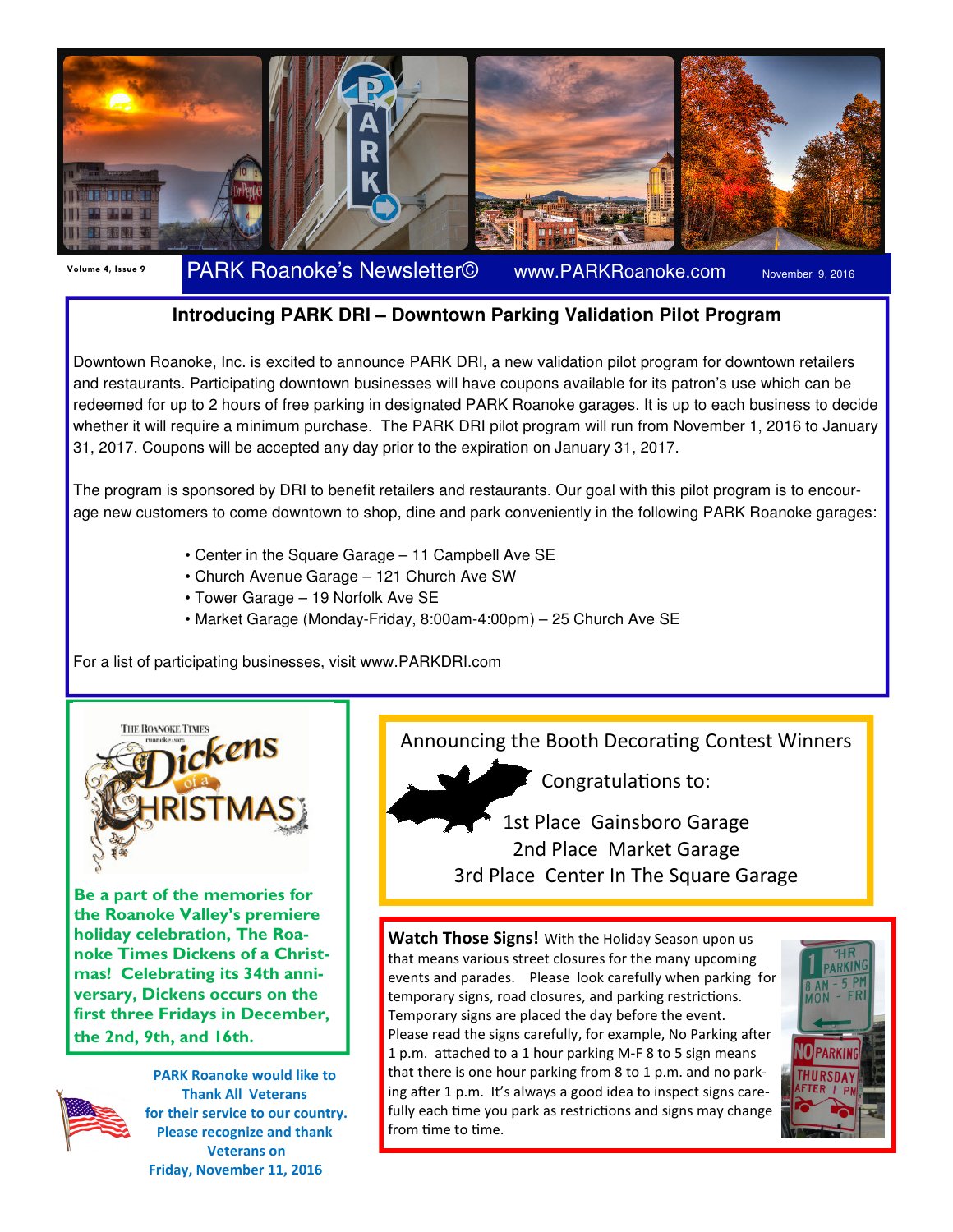Volume 4, Issue 9

# PARK Roanoke's Newsletter©

www.PARKRoanoke.com

November 9, 2016

## Introducing PARK DRI – Downtown Parking Validation Pilot Program

Downtown Roanoke, Inc. is excited to announce PARK DRI, a new validation pilot program for downtown retailers and restaurants. Participating downtown businesses will have coupons available for its patron's use which can be redeemed for up to 2 hours of free parking in designated PARK Roanoke garages. It is up to each business to decide whether it will require a minimum purchase. The PARK DRI pilot program will run from November 1, 2016 to January 31, 2017. Coupons will be accepted any day prior to the expiration on January 31, 2017.

The program is sponsored by DRI to benefit retailers and restaurants. Our goal with this pilot program is to encourage new customers to come downtown to shop, dine and park conveniently in the following PARK Roanoke garages:

- Center in the Square Garage – 11 Campbell Ave SE
- Church Avenue Garage – 121 Church Ave SW
- Tower Garage – 19 Norfolk Ave SE
- Market Garage (Monday-Friday, 8:00am-4:00pm) – 25 Church Ave SE

For a list of participating businesses, visit www.PARKDRI.com

The Roanoke Times
roanoke.com
Dickens of a Christmas

**Be a part of the memories for the Roanoke Valley's premiere holiday celebration, The Roanoke Times Dickens of a Christmas! Celebrating its 34th anniversary, Dickens occurs on the first three Fridays in December, the 2nd, 9th, and 16th.**

**PARK Roanoke would like to Thank All Veterans for their service to our country. Please recognize and thank Veterans on Friday, November 11, 2016**

## Announcing the Booth Decorating Contest Winners

Congratulations to:

1st Place Gainsboro Garage
2nd Place Market Garage
3rd Place Center In The Square Garage

**Watch Those Signs!** With the Holiday Season upon us that means various street closures for the many upcoming events and parades. Please look carefully when parking for temporary signs, road closures, and parking restrictions. Temporary signs are placed the day before the event. Please read the signs carefully, for example, No Parking after 1 p.m. attached to a 1 hour parking M-F 8 to 5 sign means that there is one hour parking from 8 to 1 p.m. and no parking after 1 p.m. It's always a good idea to inspect signs carefully each time you park as restrictions and signs may change from time to time.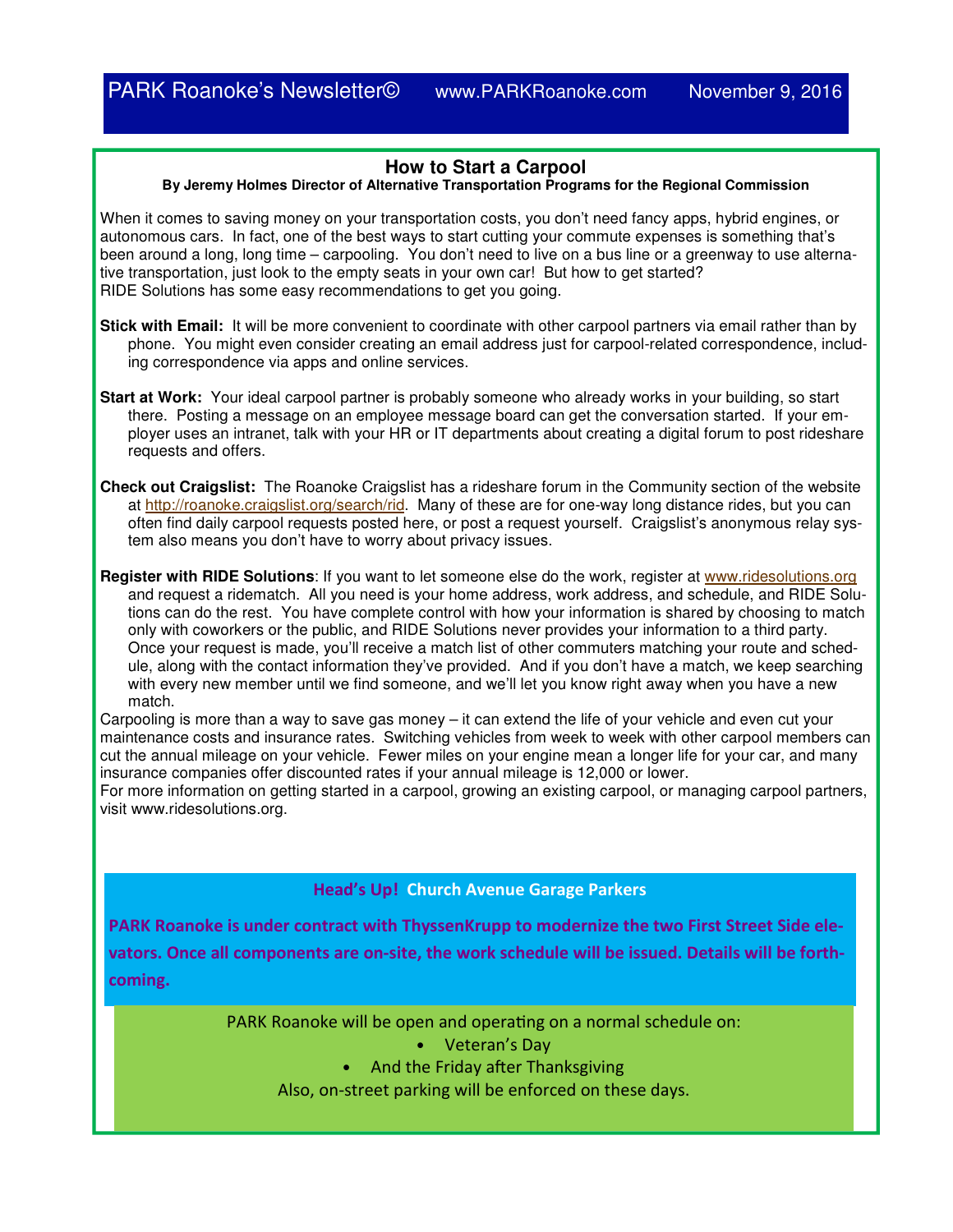PARK Roanoke's Newsletter© www.PARKRoanoke.com November 9, 2016

## How to Start a Carpool

**By Jeremy Holmes Director of Alternative Transportation Programs for the Regional Commission**

When it comes to saving money on your transportation costs, you don't need fancy apps, hybrid engines, or autonomous cars. In fact, one of the best ways to start cutting your commute expenses is something that's been around a long, long time – carpooling. You don't need to live on a bus line or a greenway to use alternative transportation, just look to the empty seats in your own car! But how to get started?
RIDE Solutions has some easy recommendations to get you going.

**Stick with Email:** It will be more convenient to coordinate with other carpool partners via email rather than by phone. You might even consider creating an email address just for carpool-related correspondence, including correspondence via apps and online services.

**Start at Work:** Your ideal carpool partner is probably someone who already works in your building, so start there. Posting a message on an employee message board can get the conversation started. If your employer uses an intranet, talk with your HR or IT departments about creating a digital forum to post rideshare requests and offers.

**Check out Craigslist:** The Roanoke Craigslist has a rideshare forum in the Community section of the website at http://roanoke.craigslist.org/search/rid. Many of these are for one-way long distance rides, but you can often find daily carpool requests posted here, or post a request yourself. Craigslist's anonymous relay system also means you don't have to worry about privacy issues.

**Register with RIDE Solutions**: If you want to let someone else do the work, register at www.ridesolutions.org and request a ridematch. All you need is your home address, work address, and schedule, and RIDE Solutions can do the rest. You have complete control with how your information is shared by choosing to match only with coworkers or the public, and RIDE Solutions never provides your information to a third party. Once your request is made, you'll receive a match list of other commuters matching your route and schedule, along with the contact information they've provided. And if you don't have a match, we keep searching with every new member until we find someone, and we'll let you know right away when you have a new match.

Carpooling is more than a way to save gas money – it can extend the life of your vehicle and even cut your maintenance costs and insurance rates. Switching vehicles from week to week with other carpool members can cut the annual mileage on your vehicle. Fewer miles on your engine mean a longer life for your car, and many insurance companies offer discounted rates if your annual mileage is 12,000 or lower.
For more information on getting started in a carpool, growing an existing carpool, or managing carpool partners, visit www.ridesolutions.org.

### Head's Up! Church Avenue Garage Parkers

**PARK Roanoke is under contract with ThyssenKrupp to modernize the two First Street Side elevators. Once all components are on-site, the work schedule will be issued. Details will be forthcoming.**

PARK Roanoke will be open and operating on a normal schedule on:

- Veteran's Day
- And the Friday after Thanksgiving

Also, on-street parking will be enforced on these days.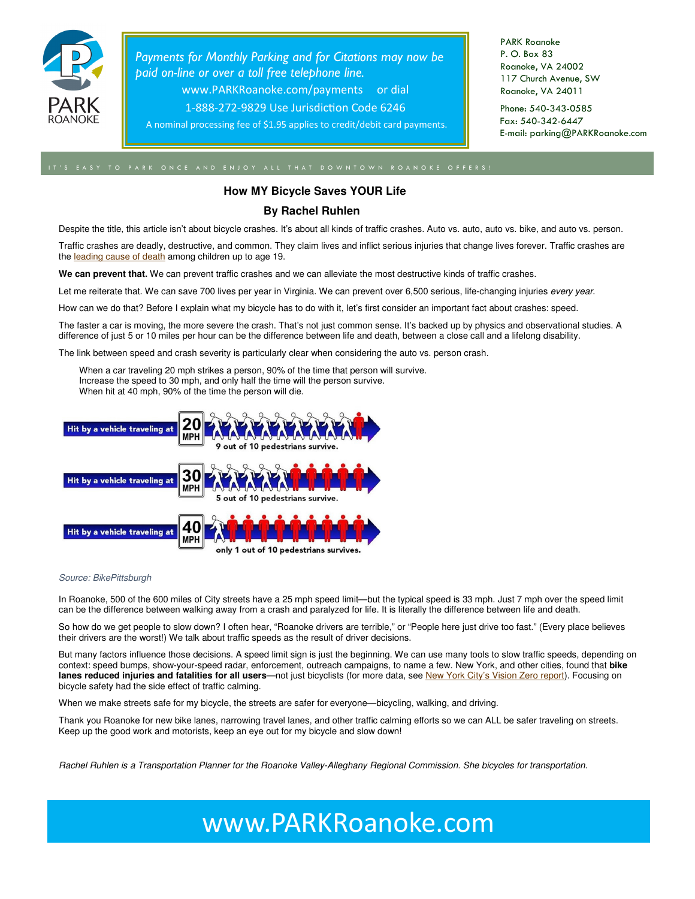Payments for Monthly Parking and for Citations may now be paid on-line or over a toll free telephone line.

www.PARKRoanoke.com/payments or dial

1-888-272-9829 Use Jurisdiction Code 6246

A nominal processing fee of $1.95 applies to credit/debit card payments.

PARK Roanoke
P. O. Box 83
Roanoke, VA 24002
117 Church Avenue, SW
Roanoke, VA 24011

Phone: 540-343-0585
Fax: 540-342-6447
E-mail: parking@PARKRoanoke.com

IT'S EASY TO PARK ONCE AND ENJOY ALL THAT DOWNTOWN ROANOKE OFFERS!

## How MY Bicycle Saves YOUR Life

### By Rachel Ruhlen

Despite the title, this article isn't about bicycle crashes. It's about all kinds of traffic crashes. Auto vs. auto, auto vs. bike, and auto vs. person.

Traffic crashes are deadly, destructive, and common. They claim lives and inflict serious injuries that change lives forever. Traffic crashes are the leading cause of death among children up to age 19.

**We can prevent that.** We can prevent traffic crashes and we can alleviate the most destructive kinds of traffic crashes.

Let me reiterate that. We can save 700 lives per year in Virginia. We can prevent over 6,500 serious, life-changing injuries *every year*.

How can we do that? Before I explain what my bicycle has to do with it, let's first consider an important fact about crashes: speed.

The faster a car is moving, the more severe the crash. That's not just common sense. It's backed up by physics and observational studies. A difference of just 5 or 10 miles per hour can be the difference between life and death, between a close call and a lifelong disability.

The link between speed and crash severity is particularly clear when considering the auto vs. person crash.

When a car traveling 20 mph strikes a person, 90% of the time that person will survive.
Increase the speed to 30 mph, and only half the time will the person survive.
When hit at 40 mph, 90% of the time the person will die.

Hit by a vehicle traveling at 20 MPH
9 out of 10 pedestrians survive.

Hit by a vehicle traveling at 30 MPH
5 out of 10 pedestrians survive.

Hit by a vehicle traveling at 40 MPH
only 1 out of 10 pedestrians survives.

*Source: BikePittsburgh*

In Roanoke, 500 of the 600 miles of City streets have a 25 mph speed limit—but the typical speed is 33 mph. Just 7 mph over the speed limit can be the difference between walking away from a crash and paralyzed for life. It is literally the difference between life and death.

So how do we get people to slow down? I often hear, "Roanoke drivers are terrible," or "People here just drive too fast." (Every place believes their drivers are the worst!) We talk about traffic speeds as the result of driver decisions.

But many factors influence those decisions. A speed limit sign is just the beginning. We can use many tools to slow traffic speeds, depending on context: speed bumps, show-your-speed radar, enforcement, outreach campaigns, to name a few. New York, and other cities, found that **bike lanes reduced injuries and fatalities for all users**—not just bicyclists (for more data, see New York City's Vision Zero report). Focusing on bicycle safety had the side effect of traffic calming.

When we make streets safe for my bicycle, the streets are safer for everyone—bicycling, walking, and driving.

Thank you Roanoke for new bike lanes, narrowing travel lanes, and other traffic calming efforts so we can ALL be safer traveling on streets. Keep up the good work and motorists, keep an eye out for my bicycle and slow down!

*Rachel Ruhlen is a Transportation Planner for the Roanoke Valley-Alleghany Regional Commission. She bicycles for transportation.*

www.PARKRoanoke.com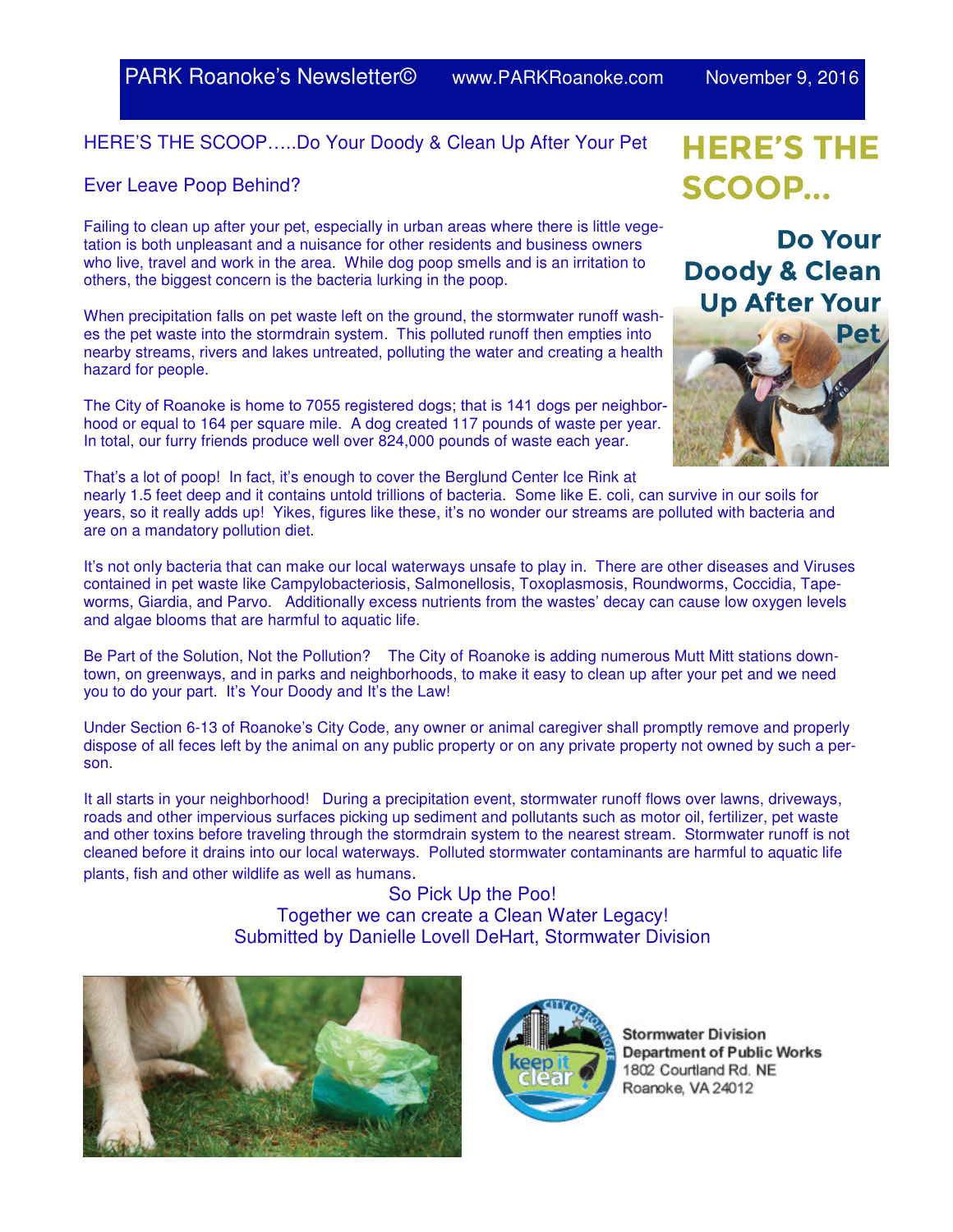PARK Roanoke's Newsletter© www.PARKRoanoke.com November 9, 2016

## HERE'S THE SCOOP…..Do Your Doody & Clean Up After Your Pet

### Ever Leave Poop Behind?

Failing to clean up after your pet, especially in urban areas where there is little vegetation is both unpleasant and a nuisance for other residents and business owners who live, travel and work in the area. While dog poop smells and is an irritation to others, the biggest concern is the bacteria lurking in the poop.

When precipitation falls on pet waste left on the ground, the stormwater runoff washes the pet waste into the stormdrain system. This polluted runoff then empties into nearby streams, rivers and lakes untreated, polluting the water and creating a health hazard for people.

The City of Roanoke is home to 7055 registered dogs; that is 141 dogs per neighborhood or equal to 164 per square mile. A dog created 117 pounds of waste per year. In total, our furry friends produce well over 824,000 pounds of waste each year.

That's a lot of poop! In fact, it's enough to cover the Berglund Center Ice Rink at nearly 1.5 feet deep and it contains untold trillions of bacteria. Some like E. coli, can survive in our soils for years, so it really adds up! Yikes, figures like these, it's no wonder our streams are polluted with bacteria and are on a mandatory pollution diet.

It's not only bacteria that can make our local waterways unsafe to play in. There are other diseases and Viruses contained in pet waste like Campylobacteriosis, Salmonellosis, Toxoplasmosis, Roundworms, Coccidia, Tapeworms, Giardia, and Parvo. Additionally excess nutrients from the wastes' decay can cause low oxygen levels and algae blooms that are harmful to aquatic life.

Be Part of the Solution, Not the Pollution? The City of Roanoke is adding numerous Mutt Mitt stations downtown, on greenways, and in parks and neighborhoods, to make it easy to clean up after your pet and we need you to do your part. It's Your Doody and It's the Law!

Under Section 6-13 of Roanoke's City Code, any owner or animal caregiver shall promptly remove and properly dispose of all feces left by the animal on any public property or on any private property not owned by such a person.

It all starts in your neighborhood! During a precipitation event, stormwater runoff flows over lawns, driveways, roads and other impervious surfaces picking up sediment and pollutants such as motor oil, fertilizer, pet waste and other toxins before traveling through the stormdrain system to the nearest stream. Stormwater runoff is not cleaned before it drains into our local waterways. Polluted stormwater contaminants are harmful to aquatic life plants, fish and other wildlife as well as humans.

So Pick Up the Poo!
Together we can create a Clean Water Legacy!
Submitted by Danielle Lovell DeHart, Stormwater Division

**HERE'S THE SCOOP...**

**Do Your Doody & Clean Up After Your Pet**

**Stormwater Division**
**Department of Public Works**
1802 Courtland Rd. NE
Roanoke, VA 24012